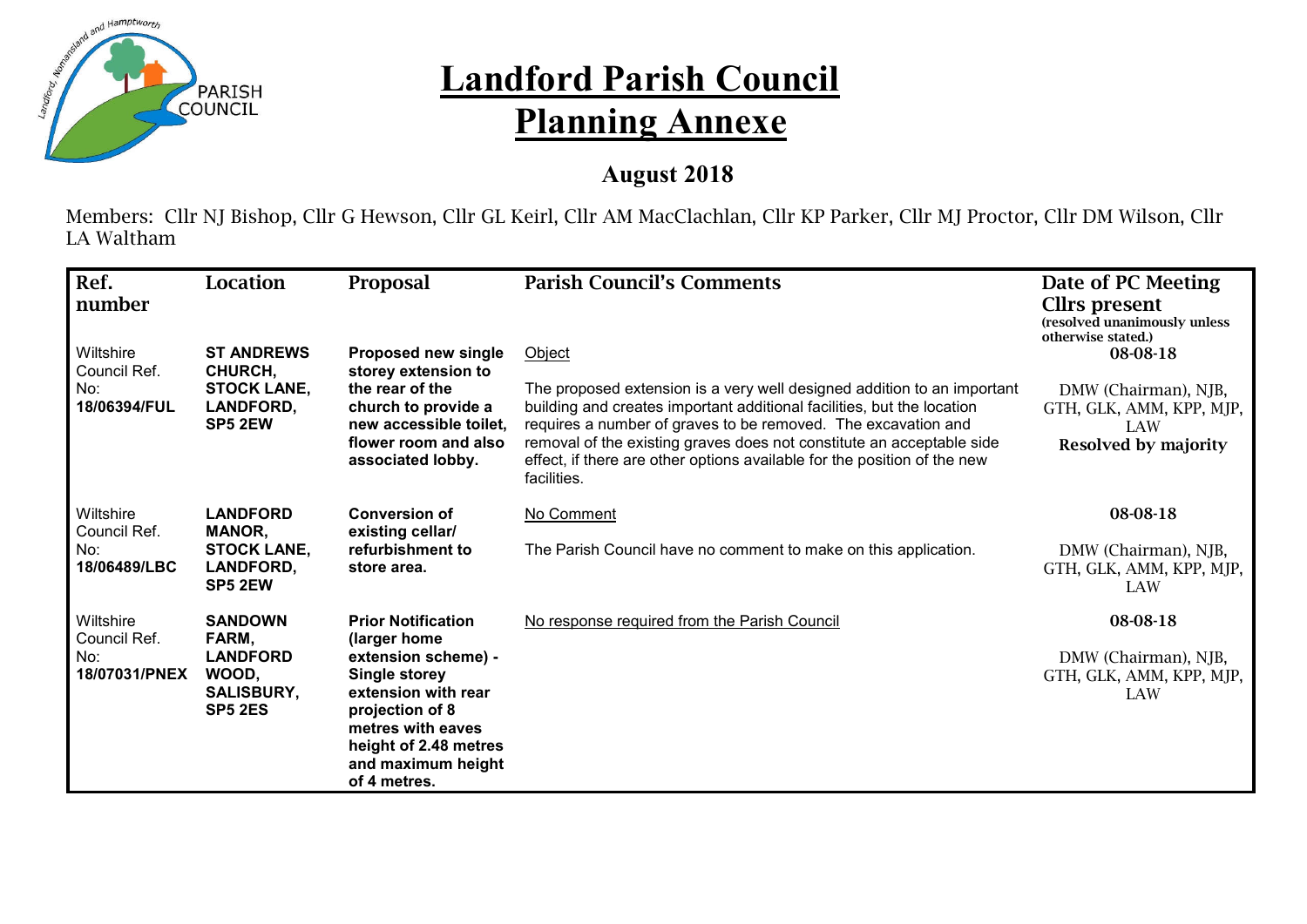# Landford Parish Council

# Planning Annexe

## August 2018

Members: Cllr NJ Bishop, Cllr G Hewson, Cllr GL Keirl, Cllr AM MacClachlan, Cllr KP Parker, Cllr MJ Proctor, Cllr DM Wilson, Cllr LA Waltham

| Ref. number | Location | Proposal | Parish Council's Comments | Date of PC Meeting Cllrs present (resolved unanimously unless otherwise stated.) |
|---|---|---|---|---|
| Wiltshire Council Ref. No: **18/06394/FUL** | **ST ANDREWS CHURCH, STOCK LANE, LANDFORD, SP5 2EW** | **Proposed new single storey extension to the rear of the church to provide a new accessible toilet, flower room and also associated lobby.** | Object<br><br>The proposed extension is a very well designed addition to an important building and creates important additional facilities, but the location requires a number of graves to be removed. The excavation and removal of the existing graves does not constitute an acceptable side effect, if there are other options available for the position of the new facilities. | 08-08-18<br><br>DMW (Chairman), NJB, GTH, GLK, AMM, KPP, MJP, LAW<br>**Resolved by majority** |
| Wiltshire Council Ref. No: **18/06489/LBC** | **LANDFORD MANOR, STOCK LANE, LANDFORD, SP5 2EW** | **Conversion of existing cellar/ refurbishment to store area.** | No Comment<br><br>The Parish Council have no comment to make on this application. | 08-08-18<br><br>DMW (Chairman), NJB, GTH, GLK, AMM, KPP, MJP, LAW |
| Wiltshire Council Ref. No: **18/07031/PNEX** | **SANDOWN FARM, LANDFORD WOOD, SALISBURY, SP5 2ES** | **Prior Notification (larger home extension scheme) - Single storey extension with rear projection of 8 metres with eaves height of 2.48 metres and maximum height of 4 metres.** | No response required from the Parish Council | 08-08-18<br><br>DMW (Chairman), NJB, GTH, GLK, AMM, KPP, MJP, LAW |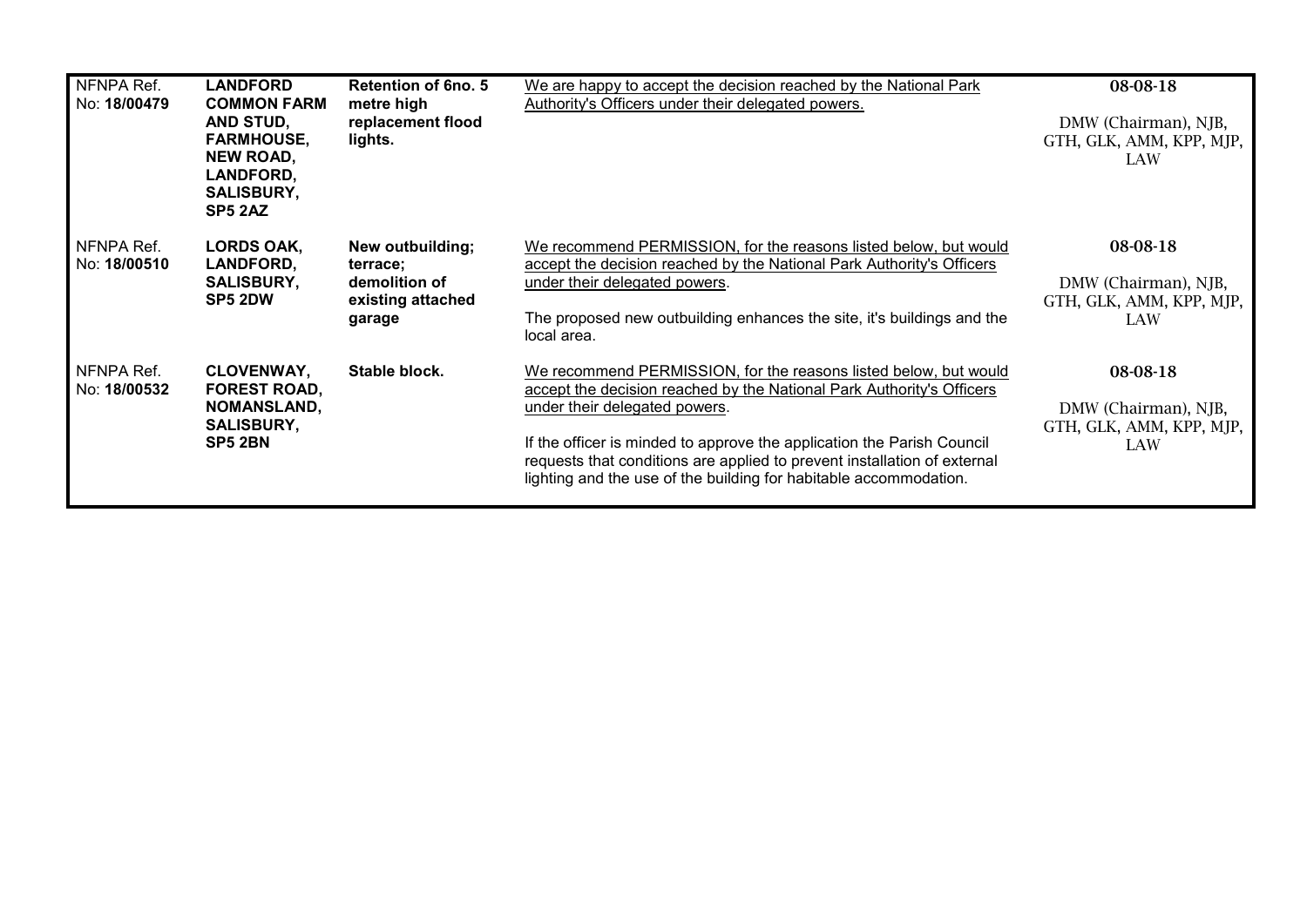| | | | | |
|---|---|---|---|---|
| NFNPA Ref. No: **18/00479** | **LANDFORD COMMON FARM AND STUD, FARMHOUSE, NEW ROAD, LANDFORD, SALISBURY, SP5 2AZ** | **Retention of 6no. 5 metre high replacement flood lights.** | We are happy to accept the decision reached by the National Park Authority's Officers under their delegated powers. | 08-08-18<br><br>DMW (Chairman), NJB, GTH, GLK, AMM, KPP, MJP, LAW |
| NFNPA Ref. No: **18/00510** | **LORDS OAK, LANDFORD, SALISBURY, SP5 2DW** | **New outbuilding; terrace; demolition of existing attached garage** | We recommend PERMISSION, for the reasons listed below, but would accept the decision reached by the National Park Authority's Officers under their delegated powers.<br><br>The proposed new outbuilding enhances the site, it's buildings and the local area. | 08-08-18<br><br>DMW (Chairman), NJB, GTH, GLK, AMM, KPP, MJP, LAW |
| NFNPA Ref. No: **18/00532** | **CLOVENWAY, FOREST ROAD, NOMANSLAND, SALISBURY, SP5 2BN** | **Stable block.** | We recommend PERMISSION, for the reasons listed below, but would accept the decision reached by the National Park Authority's Officers under their delegated powers.<br><br>If the officer is minded to approve the application the Parish Council requests that conditions are applied to prevent installation of external lighting and the use of the building for habitable accommodation. | 08-08-18<br><br>DMW (Chairman), NJB, GTH, GLK, AMM, KPP, MJP, LAW |